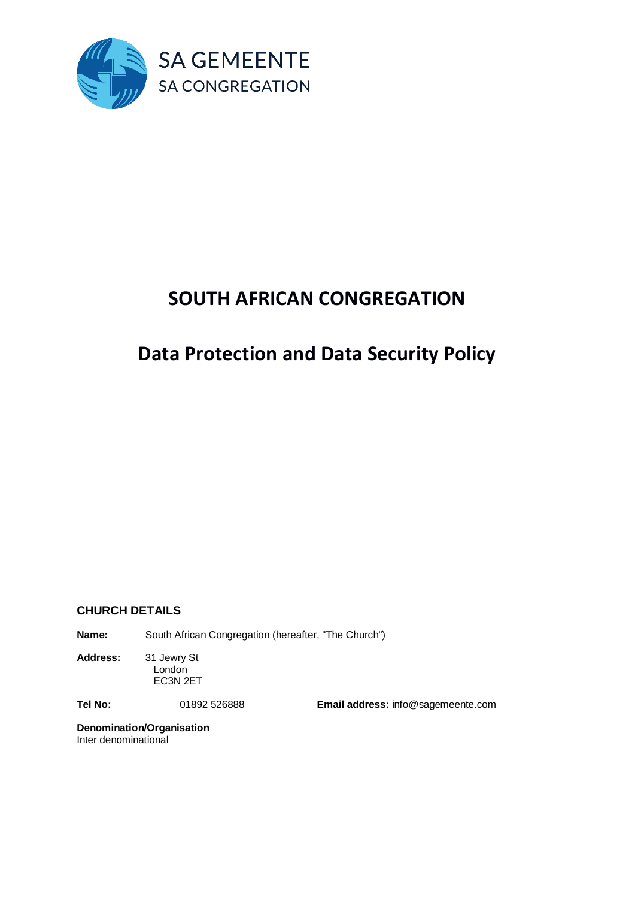SA GEMEENTE
SA CONGREGATION

# SOUTH AFRICAN CONGREGATION

# Data Protection and Data Security Policy

### CHURCH DETAILS

**Name:** South African Congregation (hereafter, "The Church")

**Address:** 31 Jewry St
London
EC3N 2ET

**Tel No:** 01892 526888 **Email address:** info@sagemeente.com

**Denomination/Organisation**
Inter denominational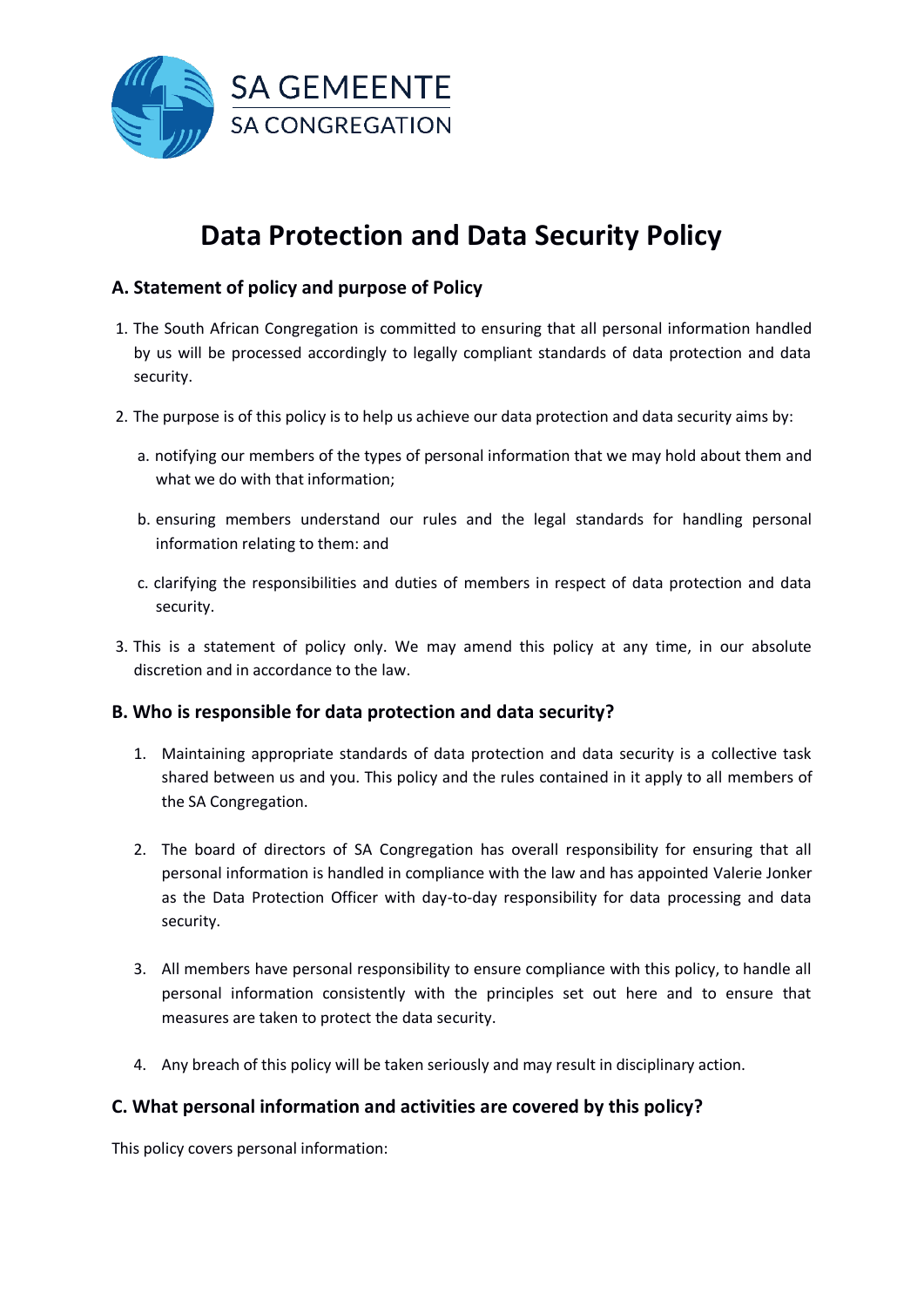SA GEMEENTE
SA CONGREGATION

# Data Protection and Data Security Policy

## A. Statement of policy and purpose of Policy

1. The South African Congregation is committed to ensuring that all personal information handled by us will be processed accordingly to legally compliant standards of data protection and data security.

2. The purpose is of this policy is to help us achieve our data protection and data security aims by:

   a. notifying our members of the types of personal information that we may hold about them and what we do with that information;

   b. ensuring members understand our rules and the legal standards for handling personal information relating to them: and

   c. clarifying the responsibilities and duties of members in respect of data protection and data security.

3. This is a statement of policy only. We may amend this policy at any time, in our absolute discretion and in accordance to the law.

## B. Who is responsible for data protection and data security?

1. Maintaining appropriate standards of data protection and data security is a collective task shared between us and you. This policy and the rules contained in it apply to all members of the SA Congregation.

2. The board of directors of SA Congregation has overall responsibility for ensuring that all personal information is handled in compliance with the law and has appointed Valerie Jonker as the Data Protection Officer with day-to-day responsibility for data processing and data security.

3. All members have personal responsibility to ensure compliance with this policy, to handle all personal information consistently with the principles set out here and to ensure that measures are taken to protect the data security.

4. Any breach of this policy will be taken seriously and may result in disciplinary action.

## C. What personal information and activities are covered by this policy?

This policy covers personal information: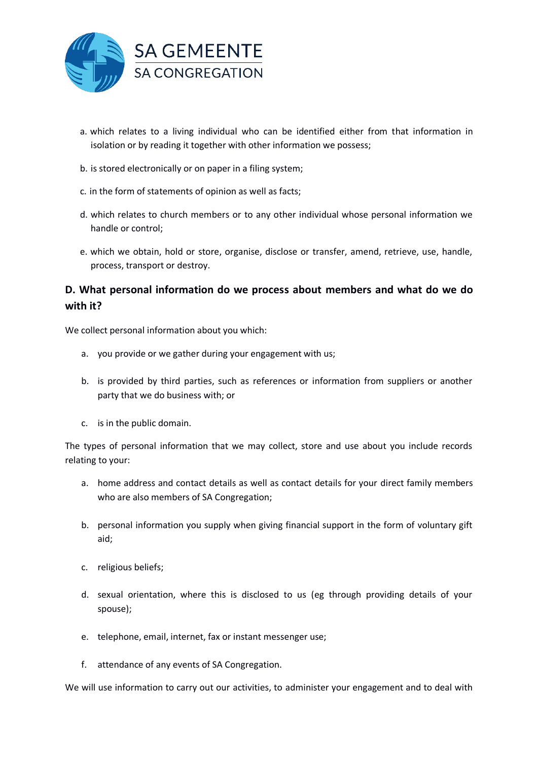a. which relates to a living individual who can be identified either from that information in isolation or by reading it together with other information we possess;

b. is stored electronically or on paper in a filing system;

c. in the form of statements of opinion as well as facts;

d. which relates to church members or to any other individual whose personal information we handle or control;

e. which we obtain, hold or store, organise, disclose or transfer, amend, retrieve, use, handle, process, transport or destroy.

## D. What personal information do we process about members and what do we do with it?

We collect personal information about you which:

a. you provide or we gather during your engagement with us;

b. is provided by third parties, such as references or information from suppliers or another party that we do business with; or

c. is in the public domain.

The types of personal information that we may collect, store and use about you include records relating to your:

a. home address and contact details as well as contact details for your direct family members who are also members of SA Congregation;

b. personal information you supply when giving financial support in the form of voluntary gift aid;

c. religious beliefs;

d. sexual orientation, where this is disclosed to us (eg through providing details of your spouse);

e. telephone, email, internet, fax or instant messenger use;

f. attendance of any events of SA Congregation.

We will use information to carry out our activities, to administer your engagement and to deal with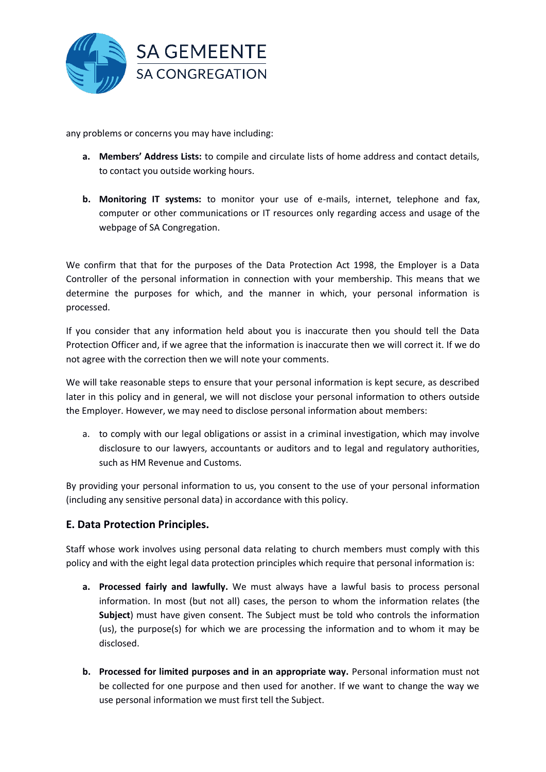any problems or concerns you may have including:

a. **Members' Address Lists:** to compile and circulate lists of home address and contact details, to contact you outside working hours.

b. **Monitoring IT systems:** to monitor your use of e-mails, internet, telephone and fax, computer or other communications or IT resources only regarding access and usage of the webpage of SA Congregation.

We confirm that that for the purposes of the Data Protection Act 1998, the Employer is a Data Controller of the personal information in connection with your membership. This means that we determine the purposes for which, and the manner in which, your personal information is processed.

If you consider that any information held about you is inaccurate then you should tell the Data Protection Officer and, if we agree that the information is inaccurate then we will correct it. If we do not agree with the correction then we will note your comments.

We will take reasonable steps to ensure that your personal information is kept secure, as described later in this policy and in general, we will not disclose your personal information to others outside the Employer. However, we may need to disclose personal information about members:

a. to comply with our legal obligations or assist in a criminal investigation, which may involve disclosure to our lawyers, accountants or auditors and to legal and regulatory authorities, such as HM Revenue and Customs.

By providing your personal information to us, you consent to the use of your personal information (including any sensitive personal data) in accordance with this policy.

## E. Data Protection Principles.

Staff whose work involves using personal data relating to church members must comply with this policy and with the eight legal data protection principles which require that personal information is:

a. **Processed fairly and lawfully.** We must always have a lawful basis to process personal information. In most (but not all) cases, the person to whom the information relates (the **Subject**) must have given consent. The Subject must be told who controls the information (us), the purpose(s) for which we are processing the information and to whom it may be disclosed.

b. **Processed for limited purposes and in an appropriate way.** Personal information must not be collected for one purpose and then used for another. If we want to change the way we use personal information we must first tell the Subject.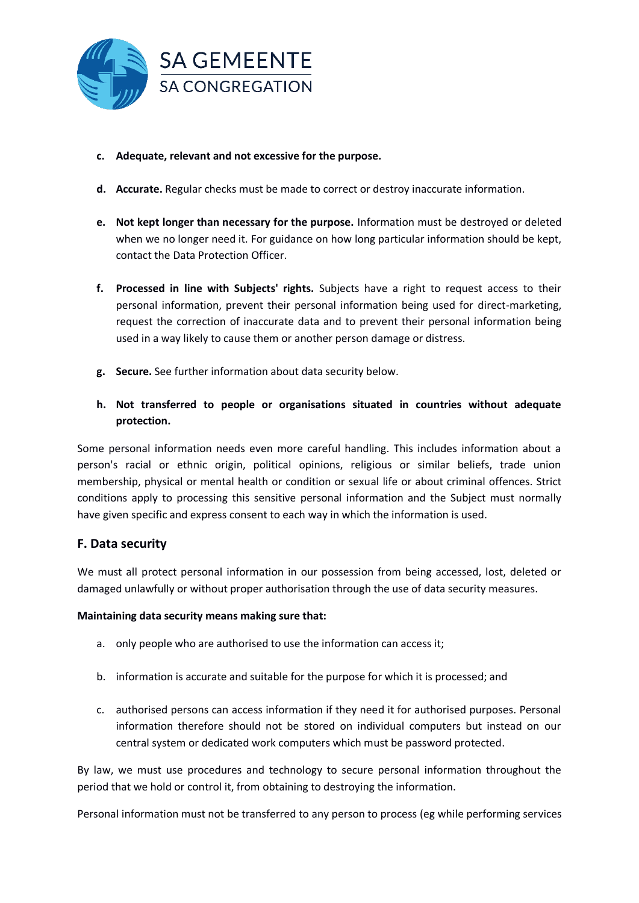c. **Adequate, relevant and not excessive for the purpose.**

d. **Accurate.** Regular checks must be made to correct or destroy inaccurate information.

e. **Not kept longer than necessary for the purpose.** Information must be destroyed or deleted when we no longer need it. For guidance on how long particular information should be kept, contact the Data Protection Officer.

f. **Processed in line with Subjects' rights.** Subjects have a right to request access to their personal information, prevent their personal information being used for direct-marketing, request the correction of inaccurate data and to prevent their personal information being used in a way likely to cause them or another person damage or distress.

g. **Secure.** See further information about data security below.

h. **Not transferred to people or organisations situated in countries without adequate protection.**

Some personal information needs even more careful handling. This includes information about a person's racial or ethnic origin, political opinions, religious or similar beliefs, trade union membership, physical or mental health or condition or sexual life or about criminal offences. Strict conditions apply to processing this sensitive personal information and the Subject must normally have given specific and express consent to each way in which the information is used.

## F. Data security

We must all protect personal information in our possession from being accessed, lost, deleted or damaged unlawfully or without proper authorisation through the use of data security measures.

**Maintaining data security means making sure that:**

a. only people who are authorised to use the information can access it;

b. information is accurate and suitable for the purpose for which it is processed; and

c. authorised persons can access information if they need it for authorised purposes. Personal information therefore should not be stored on individual computers but instead on our central system or dedicated work computers which must be password protected.

By law, we must use procedures and technology to secure personal information throughout the period that we hold or control it, from obtaining to destroying the information.

Personal information must not be transferred to any person to process (eg while performing services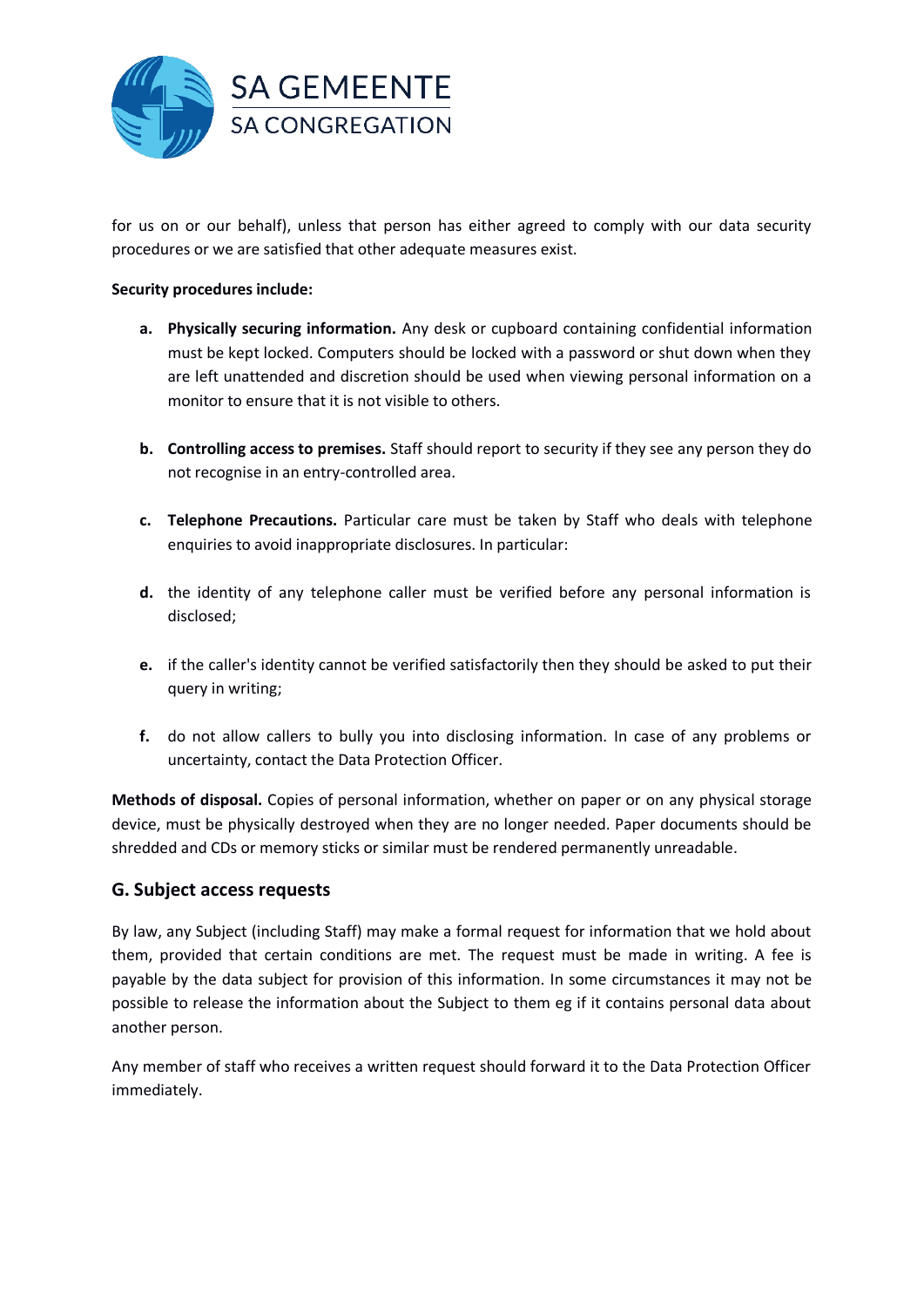for us on or our behalf), unless that person has either agreed to comply with our data security procedures or we are satisfied that other adequate measures exist.

**Security procedures include:**

- **a. Physically securing information.** Any desk or cupboard containing confidential information must be kept locked. Computers should be locked with a password or shut down when they are left unattended and discretion should be used when viewing personal information on a monitor to ensure that it is not visible to others.
- **b. Controlling access to premises.** Staff should report to security if they see any person they do not recognise in an entry-controlled area.
- **c. Telephone Precautions.** Particular care must be taken by Staff who deals with telephone enquiries to avoid inappropriate disclosures. In particular:
- **d.** the identity of any telephone caller must be verified before any personal information is disclosed;
- **e.** if the caller's identity cannot be verified satisfactorily then they should be asked to put their query in writing;
- **f.** do not allow callers to bully you into disclosing information. In case of any problems or uncertainty, contact the Data Protection Officer.

**Methods of disposal.** Copies of personal information, whether on paper or on any physical storage device, must be physically destroyed when they are no longer needed. Paper documents should be shredded and CDs or memory sticks or similar must be rendered permanently unreadable.

## G. Subject access requests

By law, any Subject (including Staff) may make a formal request for information that we hold about them, provided that certain conditions are met. The request must be made in writing. A fee is payable by the data subject for provision of this information. In some circumstances it may not be possible to release the information about the Subject to them eg if it contains personal data about another person.

Any member of staff who receives a written request should forward it to the Data Protection Officer immediately.